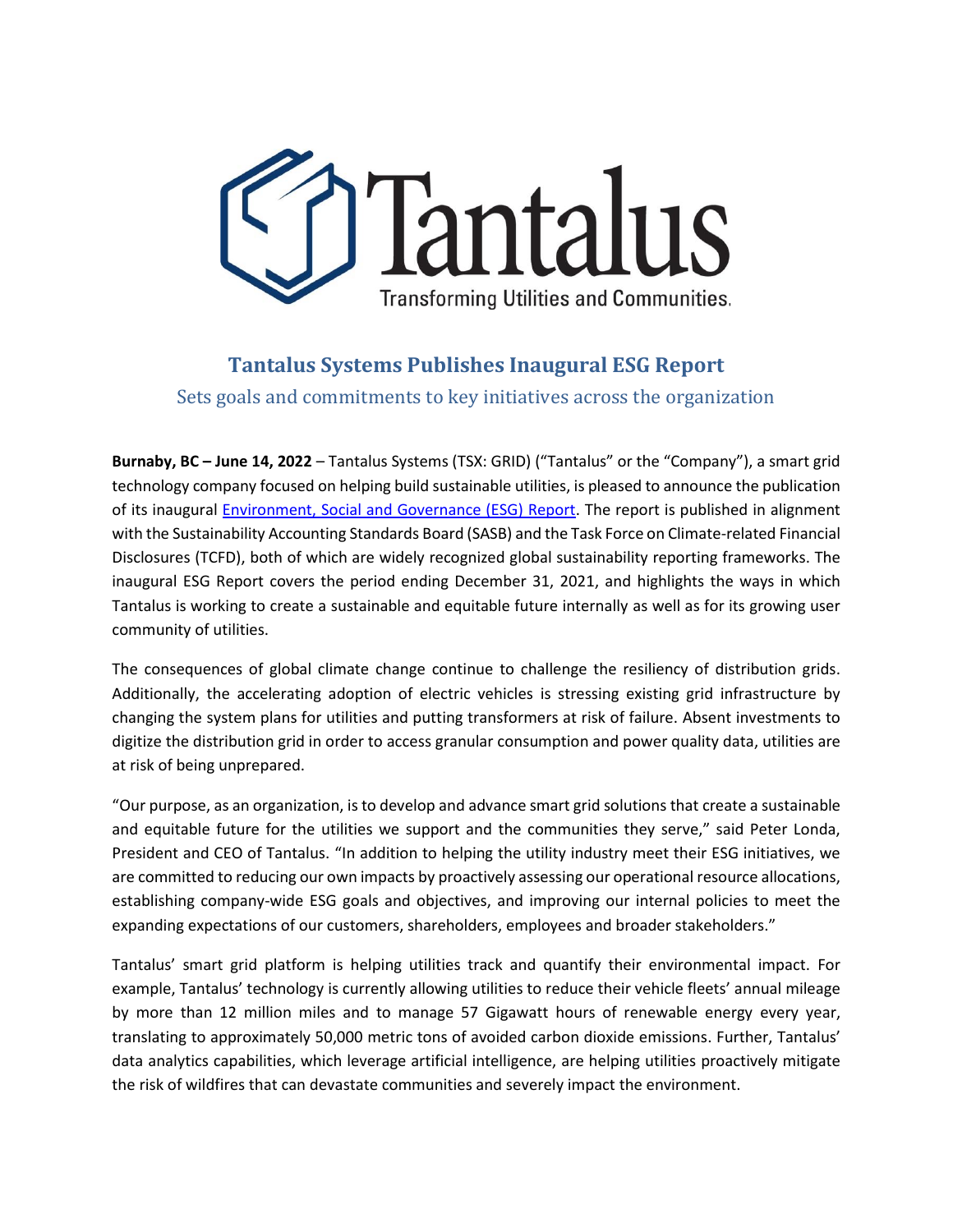# Tantalus Systems Publishes Inaugural ESG Report

## Sets goals and commitments to key initiatives across the organization

**Burnaby, BC – June 14, 2022** – Tantalus Systems (TSX: GRID) ("Tantalus" or the "Company"), a smart grid technology company focused on helping build sustainable utilities, is pleased to announce the publication of its inaugural [Environment, Social and Governance (ESG) Report](). The report is published in alignment with the Sustainability Accounting Standards Board (SASB) and the Task Force on Climate-related Financial Disclosures (TCFD), both of which are widely recognized global sustainability reporting frameworks. The inaugural ESG Report covers the period ending December 31, 2021, and highlights the ways in which Tantalus is working to create a sustainable and equitable future internally as well as for its growing user community of utilities.

The consequences of global climate change continue to challenge the resiliency of distribution grids. Additionally, the accelerating adoption of electric vehicles is stressing existing grid infrastructure by changing the system plans for utilities and putting transformers at risk of failure. Absent investments to digitize the distribution grid in order to access granular consumption and power quality data, utilities are at risk of being unprepared.

"Our purpose, as an organization, is to develop and advance smart grid solutions that create a sustainable and equitable future for the utilities we support and the communities they serve," said Peter Londa, President and CEO of Tantalus. "In addition to helping the utility industry meet their ESG initiatives, we are committed to reducing our own impacts by proactively assessing our operational resource allocations, establishing company-wide ESG goals and objectives, and improving our internal policies to meet the expanding expectations of our customers, shareholders, employees and broader stakeholders."

Tantalus' smart grid platform is helping utilities track and quantify their environmental impact. For example, Tantalus' technology is currently allowing utilities to reduce their vehicle fleets' annual mileage by more than 12 million miles and to manage 57 Gigawatt hours of renewable energy every year, translating to approximately 50,000 metric tons of avoided carbon dioxide emissions. Further, Tantalus' data analytics capabilities, which leverage artificial intelligence, are helping utilities proactively mitigate the risk of wildfires that can devastate communities and severely impact the environment.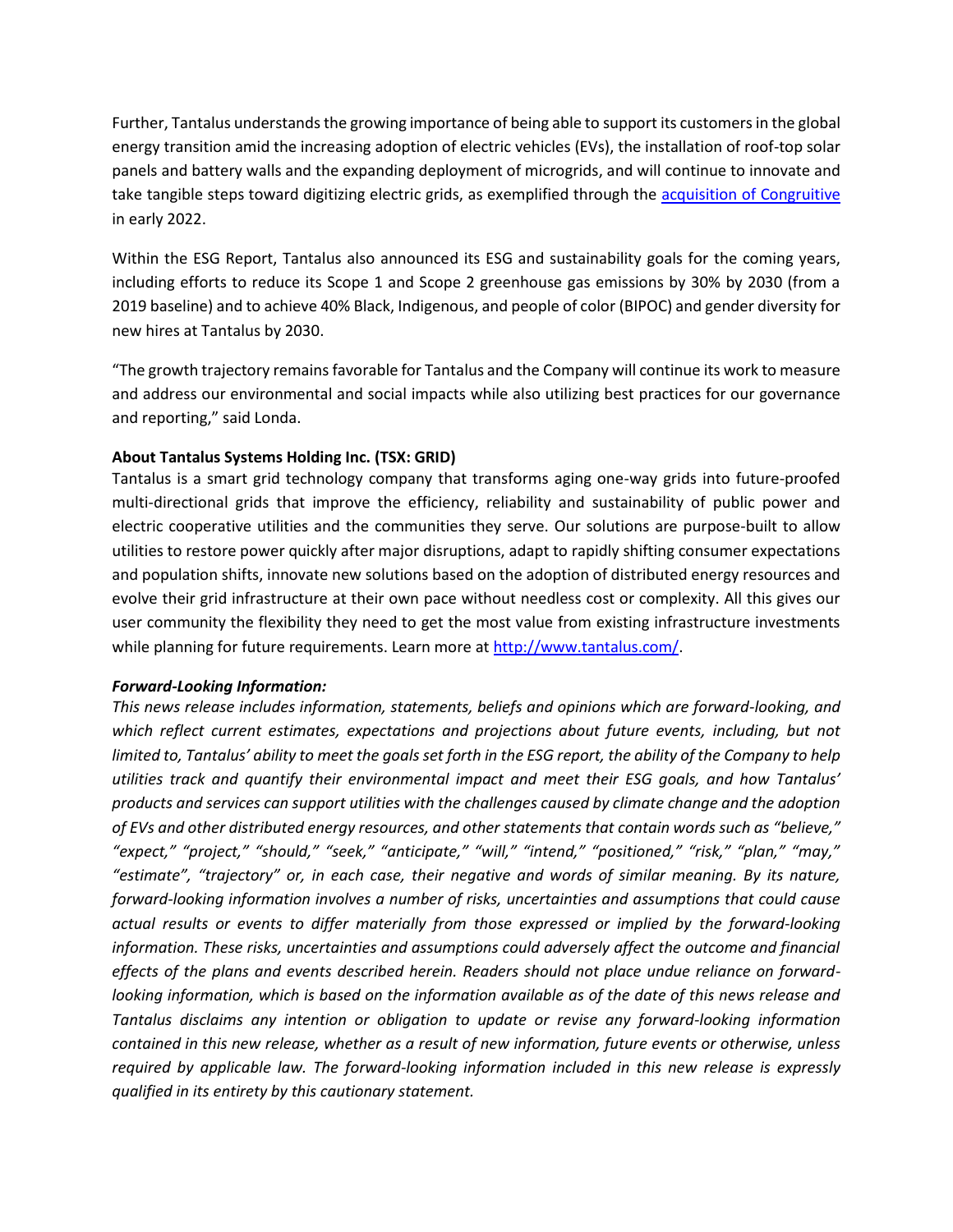Further, Tantalus understands the growing importance of being able to support its customers in the global energy transition amid the increasing adoption of electric vehicles (EVs), the installation of roof-top solar panels and battery walls and the expanding deployment of microgrids, and will continue to innovate and take tangible steps toward digitizing electric grids, as exemplified through the [acquisition of Congruitive] in early 2022.

Within the ESG Report, Tantalus also announced its ESG and sustainability goals for the coming years, including efforts to reduce its Scope 1 and Scope 2 greenhouse gas emissions by 30% by 2030 (from a 2019 baseline) and to achieve 40% Black, Indigenous, and people of color (BIPOC) and gender diversity for new hires at Tantalus by 2030.

"The growth trajectory remains favorable for Tantalus and the Company will continue its work to measure and address our environmental and social impacts while also utilizing best practices for our governance and reporting," said Londa.

**About Tantalus Systems Holding Inc. (TSX: GRID)**

Tantalus is a smart grid technology company that transforms aging one-way grids into future-proofed multi-directional grids that improve the efficiency, reliability and sustainability of public power and electric cooperative utilities and the communities they serve. Our solutions are purpose-built to allow utilities to restore power quickly after major disruptions, adapt to rapidly shifting consumer expectations and population shifts, innovate new solutions based on the adoption of distributed energy resources and evolve their grid infrastructure at their own pace without needless cost or complexity. All this gives our user community the flexibility they need to get the most value from existing infrastructure investments while planning for future requirements. Learn more at http://www.tantalus.com/.

***Forward-Looking Information:***

*This news release includes information, statements, beliefs and opinions which are forward-looking, and which reflect current estimates, expectations and projections about future events, including, but not limited to, Tantalus' ability to meet the goals set forth in the ESG report, the ability of the Company to help utilities track and quantify their environmental impact and meet their ESG goals, and how Tantalus' products and services can support utilities with the challenges caused by climate change and the adoption of EVs and other distributed energy resources, and other statements that contain words such as "believe," "expect," "project," "should," "seek," "anticipate," "will," "intend," "positioned," "risk," "plan," "may," "estimate", "trajectory" or, in each case, their negative and words of similar meaning. By its nature, forward-looking information involves a number of risks, uncertainties and assumptions that could cause actual results or events to differ materially from those expressed or implied by the forward-looking information. These risks, uncertainties and assumptions could adversely affect the outcome and financial effects of the plans and events described herein. Readers should not place undue reliance on forward-looking information, which is based on the information available as of the date of this news release and Tantalus disclaims any intention or obligation to update or revise any forward-looking information contained in this new release, whether as a result of new information, future events or otherwise, unless required by applicable law. The forward-looking information included in this new release is expressly qualified in its entirety by this cautionary statement.*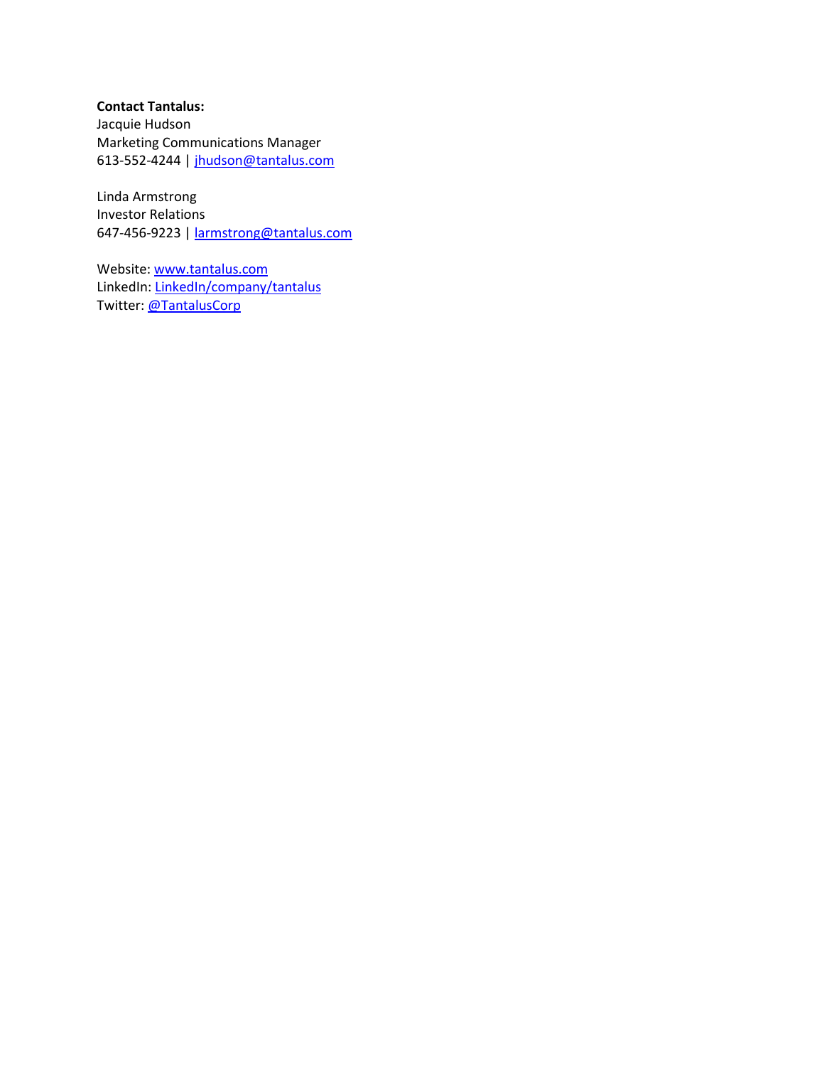**Contact Tantalus:**
Jacquie Hudson
Marketing Communications Manager
613-552-4244 | jhudson@tantalus.com

Linda Armstrong
Investor Relations
647-456-9223 | larmstrong@tantalus.com

Website: www.tantalus.com
LinkedIn: LinkedIn/company/tantalus
Twitter: @TantalusCorp